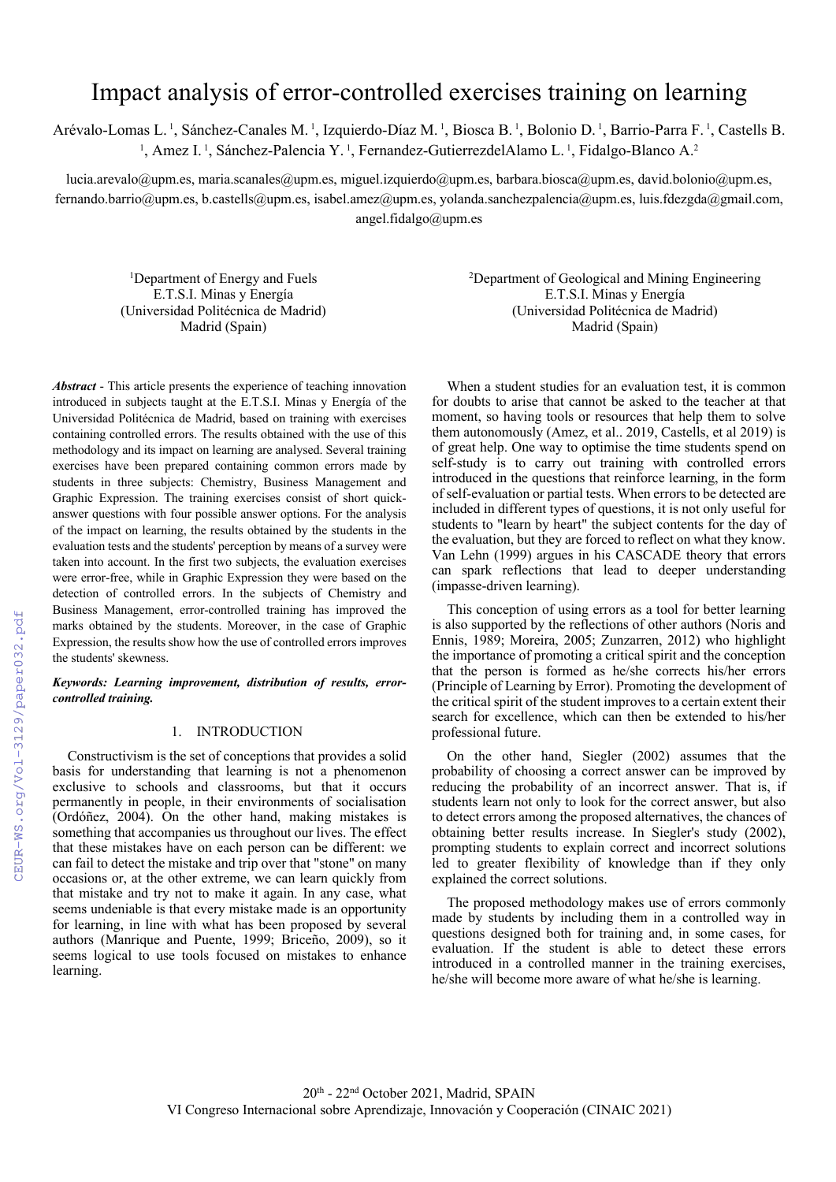# Impact analysis of error-controlled exercises training on learning

Arévalo-Lomas L. [1], Sánchez-Canales M. [1], Izquierdo-Díaz M. [1], Biosca B. [1], Bolonio D. [1], Barrio-Parra F. [1], Castells B. [1], Amez I. [1], Sánchez-Palencia Y. [1], Fernandez-GutierrezdelAlamo L. [1], Fidalgo-Blanco A. [2]

lucia.arevalo@upm.es, maria.scanales@upm.es, miguel.izquierdo@upm.es, barbara.biosca@upm.es, david.bolonio@upm.es, fernando.barrio@upm.es, b.castells@upm.es, isabel.amez@upm.es, yolanda.sanchezpalencia@upm.es, luis.fdezgda@gmail.com, angel.fidalgo@upm.es

[1]Department of Energy and Fuels
E.T.S.I. Minas y Energía
(Universidad Politécnica de Madrid)
Madrid (Spain)

[2]Department of Geological and Mining Engineering
E.T.S.I. Minas y Energía
(Universidad Politécnica de Madrid)
Madrid (Spain)

***Abstract*** - This article presents the experience of teaching innovation introduced in subjects taught at the E.T.S.I. Minas y Energía of the Universidad Politécnica de Madrid, based on training with exercises containing controlled errors. The results obtained with the use of this methodology and its impact on learning are analysed. Several training exercises have been prepared containing common errors made by students in three subjects: Chemistry, Business Management and Graphic Expression. The training exercises consist of short quick-answer questions with four possible answer options. For the analysis of the impact on learning, the results obtained by the students in the evaluation tests and the students' perception by means of a survey were taken into account. In the first two subjects, the evaluation exercises were error-free, while in Graphic Expression they were based on the detection of controlled errors. In the subjects of Chemistry and Business Management, error-controlled training has improved the marks obtained by the students. Moreover, in the case of Graphic Expression, the results show how the use of controlled errors improves the students' skewness.

***Keywords: Learning improvement, distribution of results, error-controlled training.***

## 1. INTRODUCTION

Constructivism is the set of conceptions that provides a solid basis for understanding that learning is not a phenomenon exclusive to schools and classrooms, but that it occurs permanently in people, in their environments of socialisation (Ordóñez, 2004). On the other hand, making mistakes is something that accompanies us throughout our lives. The effect that these mistakes have on each person can be different: we can fail to detect the mistake and trip over that "stone" on many occasions or, at the other extreme, we can learn quickly from that mistake and try not to make it again. In any case, what seems undeniable is that every mistake made is an opportunity for learning, in line with what has been proposed by several authors (Manrique and Puente, 1999; Briceño, 2009), so it seems logical to use tools focused on mistakes to enhance learning.

When a student studies for an evaluation test, it is common for doubts to arise that cannot be asked to the teacher at that moment, so having tools or resources that help them to solve them autonomously (Amez, et al.. 2019, Castells, et al 2019) is of great help. One way to optimise the time students spend on self-study is to carry out training with controlled errors introduced in the questions that reinforce learning, in the form of self-evaluation or partial tests. When errors to be detected are included in different types of questions, it is not only useful for students to "learn by heart" the subject contents for the day of the evaluation, but they are forced to reflect on what they know. Van Lehn (1999) argues in his CASCADE theory that errors can spark reflections that lead to deeper understanding (impasse-driven learning).

This conception of using errors as a tool for better learning is also supported by the reflections of other authors (Noris and Ennis, 1989; Moreira, 2005; Zunzarren, 2012) who highlight the importance of promoting a critical spirit and the conception that the person is formed as he/she corrects his/her errors (Principle of Learning by Error). Promoting the development of the critical spirit of the student improves to a certain extent their search for excellence, which can then be extended to his/her professional future.

On the other hand, Siegler (2002) assumes that the probability of choosing a correct answer can be improved by reducing the probability of an incorrect answer. That is, if students learn not only to look for the correct answer, but also to detect errors among the proposed alternatives, the chances of obtaining better results increase. In Siegler's study (2002), prompting students to explain correct and incorrect solutions led to greater flexibility of knowledge than if they only explained the correct solutions.

The proposed methodology makes use of errors commonly made by students by including them in a controlled way in questions designed both for training and, in some cases, for evaluation. If the student is able to detect these errors introduced in a controlled manner in the training exercises, he/she will become more aware of what he/she is learning.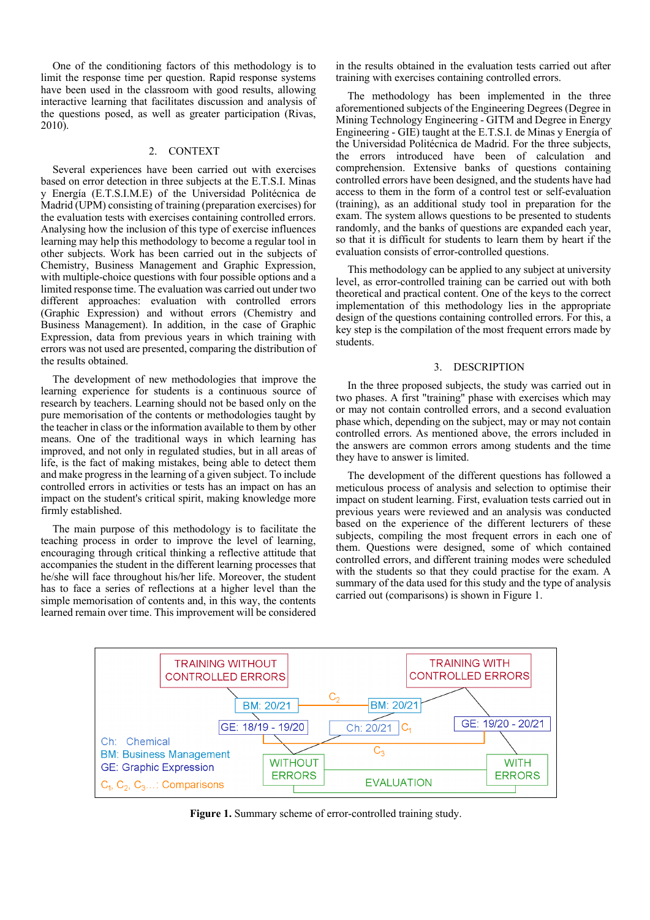One of the conditioning factors of this methodology is to limit the response time per question. Rapid response systems have been used in the classroom with good results, allowing interactive learning that facilitates discussion and analysis of the questions posed, as well as greater participation (Rivas, 2010).

## 2. CONTEXT

Several experiences have been carried out with exercises based on error detection in three subjects at the E.T.S.I. Minas y Energía (E.T.S.I.M.E) of the Universidad Politécnica de Madrid (UPM) consisting of training (preparation exercises) for the evaluation tests with exercises containing controlled errors. Analysing how the inclusion of this type of exercise influences learning may help this methodology to become a regular tool in other subjects. Work has been carried out in the subjects of Chemistry, Business Management and Graphic Expression, with multiple-choice questions with four possible options and a limited response time. The evaluation was carried out under two different approaches: evaluation with controlled errors (Graphic Expression) and without errors (Chemistry and Business Management). In addition, in the case of Graphic Expression, data from previous years in which training with errors was not used are presented, comparing the distribution of the results obtained.

The development of new methodologies that improve the learning experience for students is a continuous source of research by teachers. Learning should not be based only on the pure memorisation of the contents or methodologies taught by the teacher in class or the information available to them by other means. One of the traditional ways in which learning has improved, and not only in regulated studies, but in all areas of life, is the fact of making mistakes, being able to detect them and make progress in the learning of a given subject. To include controlled errors in activities or tests has an impact on has an impact on the student's critical spirit, making knowledge more firmly established.

The main purpose of this methodology is to facilitate the teaching process in order to improve the level of learning, encouraging through critical thinking a reflective attitude that accompanies the student in the different learning processes that he/she will face throughout his/her life. Moreover, the student has to face a series of reflections at a higher level than the simple memorisation of contents and, in this way, the contents learned remain over time. This improvement will be considered in the results obtained in the evaluation tests carried out after training with exercises containing controlled errors.

The methodology has been implemented in the three aforementioned subjects of the Engineering Degrees (Degree in Mining Technology Engineering - GITM and Degree in Energy Engineering - GIE) taught at the E.T.S.I. de Minas y Energía of the Universidad Politécnica de Madrid. For the three subjects, the errors introduced have been of calculation and comprehension. Extensive banks of questions containing controlled errors have been designed, and the students have had access to them in the form of a control test or self-evaluation (training), as an additional study tool in preparation for the exam. The system allows questions to be presented to students randomly, and the banks of questions are expanded each year, so that it is difficult for students to learn them by heart if the evaluation consists of error-controlled questions.

This methodology can be applied to any subject at university level, as error-controlled training can be carried out with both theoretical and practical content. One of the keys to the correct implementation of this methodology lies in the appropriate design of the questions containing controlled errors. For this, a key step is the compilation of the most frequent errors made by students.

## 3. DESCRIPTION

In the three proposed subjects, the study was carried out in two phases. A first "training" phase with exercises which may or may not contain controlled errors, and a second evaluation phase which, depending on the subject, may or may not contain controlled errors. As mentioned above, the errors included in the answers are common errors among students and the time they have to answer is limited.

The development of the different questions has followed a meticulous process of analysis and selection to optimise their impact on student learning. First, evaluation tests carried out in previous years were reviewed and an analysis was conducted based on the experience of the different lecturers of these subjects, compiling the most frequent errors in each one of them. Questions were designed, some of which contained controlled errors, and different training modes were scheduled with the students so that they could practise for the exam. A summary of the data used for this study and the type of analysis carried out (comparisons) is shown in Figure 1.

TRAINING WITHOUT CONTROLLED ERRORS — TRAINING WITH CONTROLLED ERRORS — BM: 20/21 — $C_2$ — BM: 20/21 — GE: 18/19 - 19/20 — Ch: 20/21 — $C_1$ — GE: 19/20 - 20/21 — $C_3$ — WITHOUT ERRORS — EVALUATION — WITH ERRORS

Ch: Chemical
BM: Business Management
GE: Graphic Expression
$C_1$, $C_2$, $C_3$...: Comparisons

**Figure 1.** Summary scheme of error-controlled training study.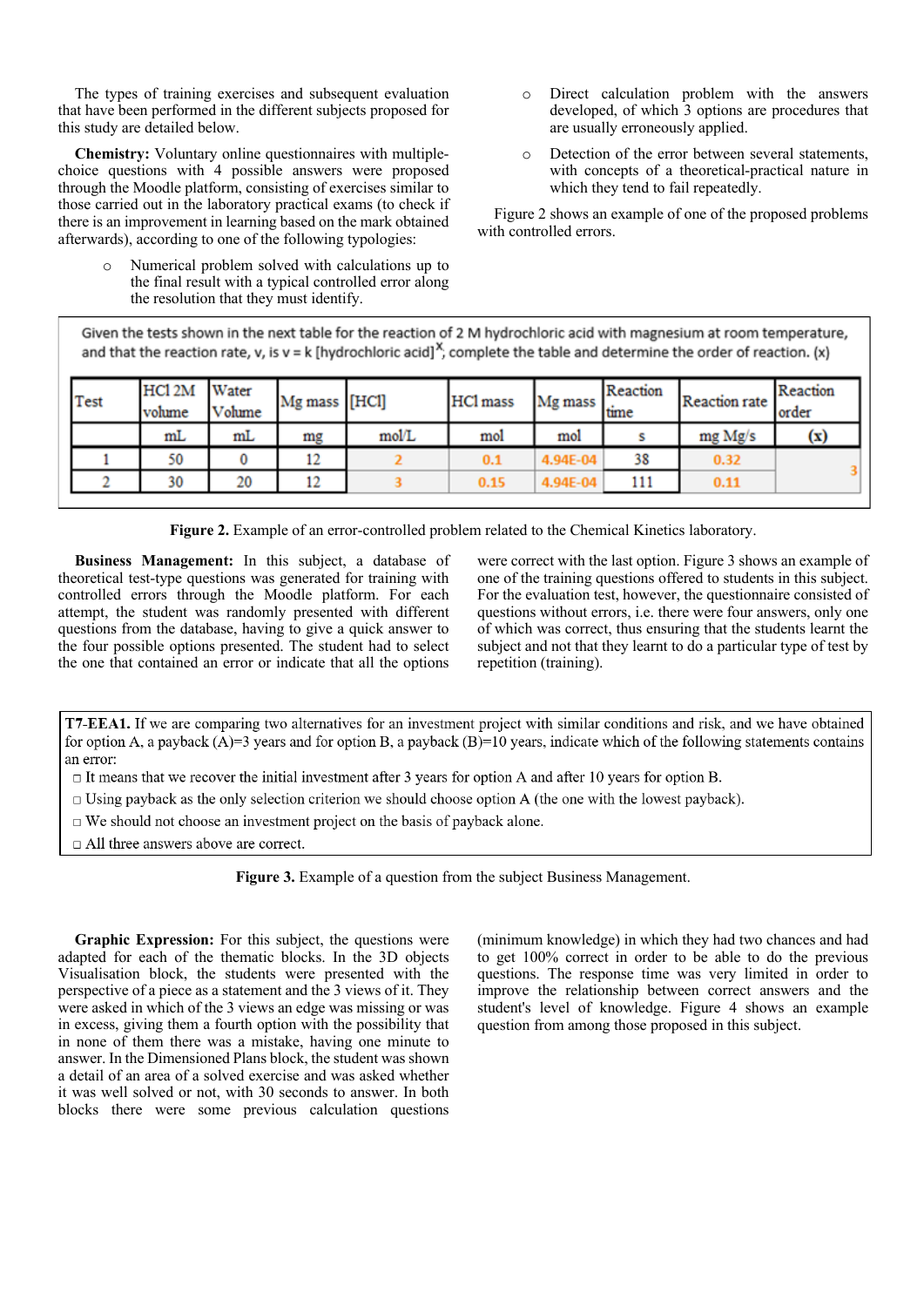The types of training exercises and subsequent evaluation that have been performed in the different subjects proposed for this study are detailed below.

**Chemistry:** Voluntary online questionnaires with multiple-choice questions with 4 possible answers were proposed through the Moodle platform, consisting of exercises similar to those carried out in the laboratory practical exams (to check if there is an improvement in learning based on the mark obtained afterwards), according to one of the following typologies:

- Numerical problem solved with calculations up to the final result with a typical controlled error along the resolution that they must identify.
- Direct calculation problem with the answers developed, of which 3 options are procedures that are usually erroneously applied.
- Detection of the error between several statements, with concepts of a theoretical-practical nature in which they tend to fail repeatedly.

Figure 2 shows an example of one of the proposed problems with controlled errors.

Given the tests shown in the next table for the reaction of 2 M hydrochloric acid with magnesium at room temperature, and that the reaction rate, v, is v = k [hydrochloric acid]$^x$, complete the table and determine the order of reaction. (x)

| Test | HCl 2M volume | Water Volume | Mg mass | [HCl] | HCl mass | Mg mass | Reaction time | Reaction rate | Reaction order |
|---|---|---|---|---|---|---|---|---|---|
| | mL | mL | mg | mol/L | mol | mol | s | mg Mg/s | (x) |
| 1 | 50 | 0 | 12 | 2 | 0.1 | 4.94E-04 | 38 | 0.32 | 3 |
| 2 | 30 | 20 | 12 | 3 | 0.15 | 4.94E-04 | 111 | 0.11 | |

**Figure 2.** Example of an error-controlled problem related to the Chemical Kinetics laboratory.

**Business Management:** In this subject, a database of theoretical test-type questions was generated for training with controlled errors through the Moodle platform. For each attempt, the student was randomly presented with different questions from the database, having to give a quick answer to the four possible options presented. The student had to select the one that contained an error or indicate that all the options were correct with the last option. Figure 3 shows an example of one of the training questions offered to students in this subject. For the evaluation test, however, the questionnaire consisted of questions without errors, i.e. there were four answers, only one of which was correct, thus ensuring that the students learnt the subject and not that they learnt to do a particular type of test by repetition (training).

**T7-EEA1.** If we are comparing two alternatives for an investment project with similar conditions and risk, and we have obtained for option A, a payback (A)=3 years and for option B, a payback (B)=10 years, indicate which of the following statements contains an error:

- □ It means that we recover the initial investment after 3 years for option A and after 10 years for option B.
- □ Using payback as the only selection criterion we should choose option A (the one with the lowest payback).
- □ We should not choose an investment project on the basis of payback alone.
- □ All three answers above are correct.

**Figure 3.** Example of a question from the subject Business Management.

**Graphic Expression:** For this subject, the questions were adapted for each of the thematic blocks. In the 3D objects Visualisation block, the students were presented with the perspective of a piece as a statement and the 3 views of it. They were asked in which of the 3 views an edge was missing or was in excess, giving them a fourth option with the possibility that in none of them there was a mistake, having one minute to answer. In the Dimensioned Plans block, the student was shown a detail of an area of a solved exercise and was asked whether it was well solved or not, with 30 seconds to answer. In both blocks there were some previous calculation questions (minimum knowledge) in which they had two chances and had to get 100% correct in order to be able to do the previous questions. The response time was very limited in order to improve the relationship between correct answers and the student's level of knowledge. Figure 4 shows an example question from among those proposed in this subject.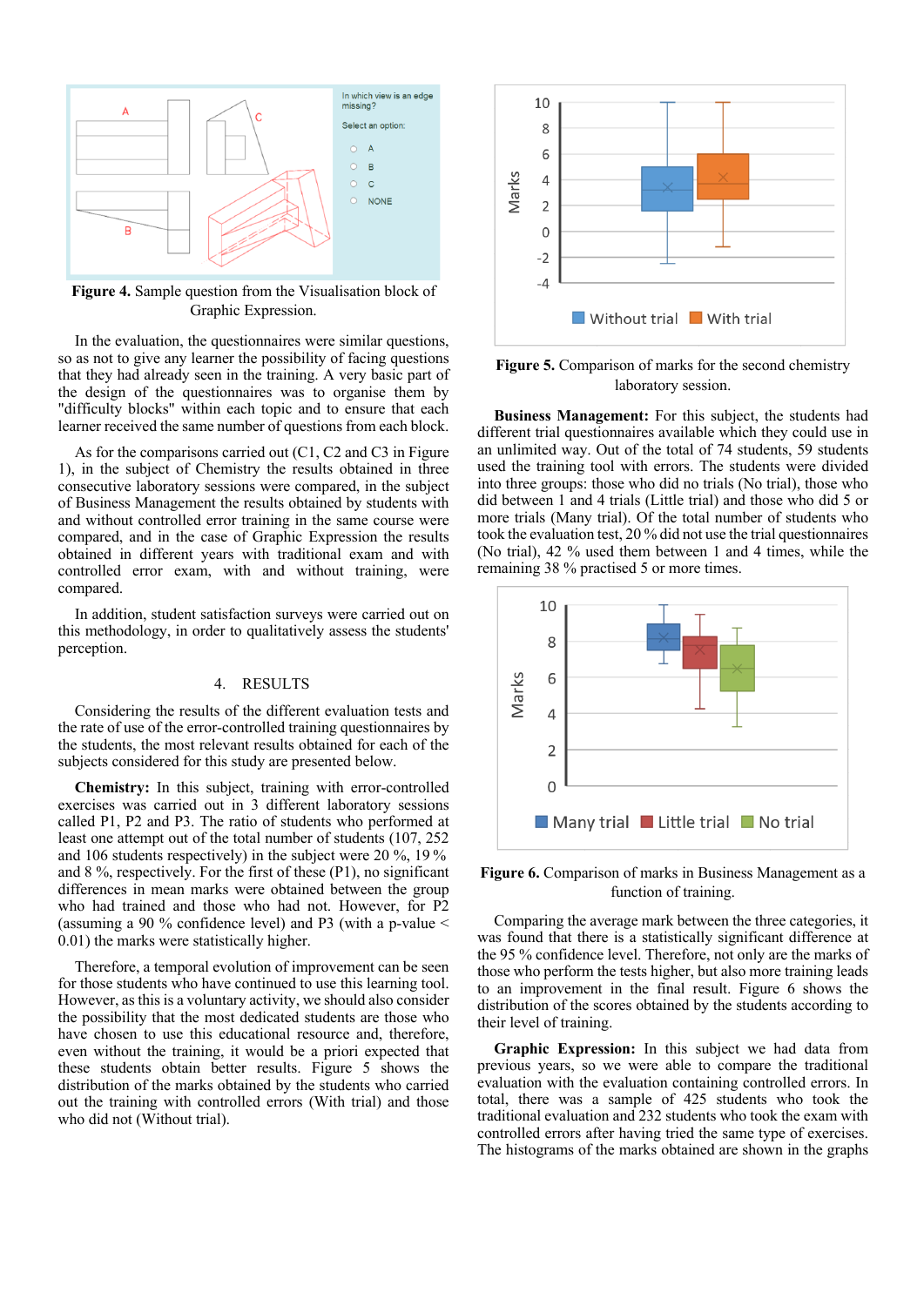Figure 4. Sample question from the Visualisation block of Graphic Expression.

In the evaluation, the questionnaires were similar questions, so as not to give any learner the possibility of facing questions that they had already seen in the training. A very basic part of the design of the questionnaires was to organise them by "difficulty blocks" within each topic and to ensure that each learner received the same number of questions from each block.

As for the comparisons carried out (C1, C2 and C3 in Figure 1), in the subject of Chemistry the results obtained in three consecutive laboratory sessions were compared, in the subject of Business Management the results obtained by students with and without controlled error training in the same course were compared, and in the case of Graphic Expression the results obtained in different years with traditional exam and with controlled error exam, with and without training, were compared.

In addition, student satisfaction surveys were carried out on this methodology, in order to qualitatively assess the students' perception.

## 4. RESULTS

Considering the results of the different evaluation tests and the rate of use of the error-controlled training questionnaires by the students, the most relevant results obtained for each of the subjects considered for this study are presented below.

**Chemistry:** In this subject, training with error-controlled exercises was carried out in 3 different laboratory sessions called P1, P2 and P3. The ratio of students who performed at least one attempt out of the total number of students (107, 252 and 106 students respectively) in the subject were 20 %, 19 % and 8 %, respectively. For the first of these (P1), no significant differences in mean marks were obtained between the group who had trained and those who had not. However, for P2 (assuming a 90 % confidence level) and P3 (with a p-value $< 0.01$) the marks were statistically higher.

Therefore, a temporal evolution of improvement can be seen for those students who have continued to use this learning tool. However, as this is a voluntary activity, we should also consider the possibility that the most dedicated students are those who have chosen to use this educational resource and, therefore, even without the training, it would be a priori expected that these students obtain better results. Figure 5 shows the distribution of the marks obtained by the students who carried out the training with controlled errors (With trial) and those who did not (Without trial).

Figure 5. Comparison of marks for the second chemistry laboratory session.

**Business Management:** For this subject, the students had different trial questionnaires available which they could use in an unlimited way. Out of the total of 74 students, 59 students used the training tool with errors. The students were divided into three groups: those who did no trials (No trial), those who did between 1 and 4 trials (Little trial) and those who did 5 or more trials (Many trial). Of the total number of students who took the evaluation test, 20 % did not use the trial questionnaires (No trial), 42 % used them between 1 and 4 times, while the remaining 38 % practised 5 or more times.

Figure 6. Comparison of marks in Business Management as a function of training.

Comparing the average mark between the three categories, it was found that there is a statistically significant difference at the 95 % confidence level. Therefore, not only are the marks of those who perform the tests higher, but also more training leads to an improvement in the final result. Figure 6 shows the distribution of the scores obtained by the students according to their level of training.

**Graphic Expression:** In this subject we had data from previous years, so we were able to compare the traditional evaluation with the evaluation containing controlled errors. In total, there was a sample of 425 students who took the traditional evaluation and 232 students who took the exam with controlled errors after having tried the same type of exercises. The histograms of the marks obtained are shown in the graphs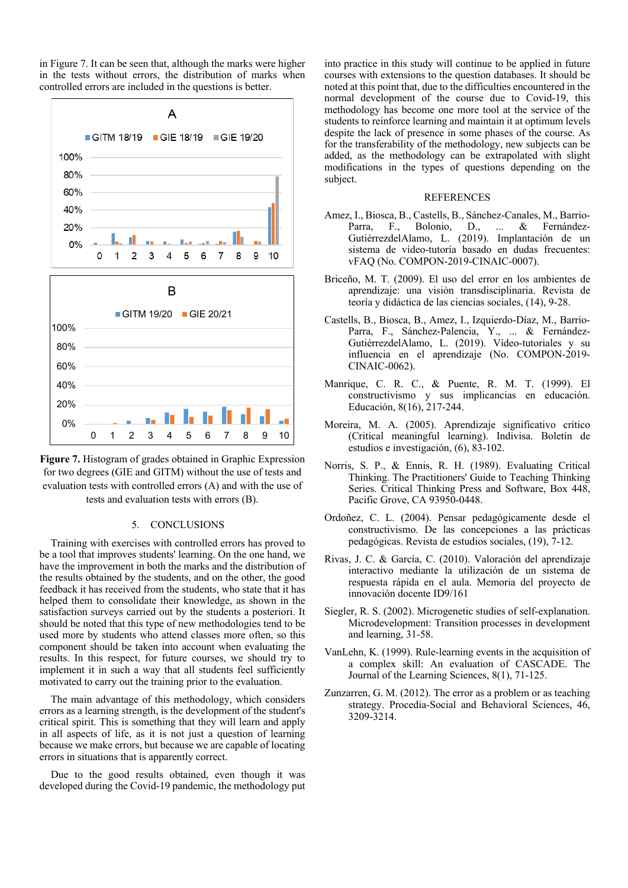in Figure 7. It can be seen that, although the marks were higher in the tests without errors, the distribution of marks when controlled errors are included in the questions is better.

A

GITM 18/19 GIE 18/19 GIE 19/20

100%
80%
60%
40%
20%
0%

0 1 2 3 4 5 6 7 8 9 10

B

GITM 19/20 GIE 20/21

100%
80%
60%
40%
20%
0%

0 1 2 3 4 5 6 7 8 9 10

**Figure 7.** Histogram of grades obtained in Graphic Expression for two degrees (GIE and GITM) without the use of tests and evaluation tests with controlled errors (A) and with the use of tests and evaluation tests with errors (B).

## 5. CONCLUSIONS

Training with exercises with controlled errors has proved to be a tool that improves students' learning. On the one hand, we have the improvement in both the marks and the distribution of the results obtained by the students, and on the other, the good feedback it has received from the students, who state that it has helped them to consolidate their knowledge, as shown in the satisfaction surveys carried out by the students a posteriori. It should be noted that this type of new methodologies tend to be used more by students who attend classes more often, so this component should be taken into account when evaluating the results. In this respect, for future courses, we should try to implement it in such a way that all students feel sufficiently motivated to carry out the training prior to the evaluation.

The main advantage of this methodology, which considers errors as a learning strength, is the development of the student's critical spirit. This is something that they will learn and apply in all aspects of life, as it is not just a question of learning because we make errors, but because we are capable of locating errors in situations that is apparently correct.

Due to the good results obtained, even though it was developed during the Covid-19 pandemic, the methodology put into practice in this study will continue to be applied in future courses with extensions to the question databases. It should be noted at this point that, due to the difficulties encountered in the normal development of the course due to Covid-19, this methodology has become one more tool at the service of the students to reinforce learning and maintain it at optimum levels despite the lack of presence in some phases of the course. As for the transferability of the methodology, new subjects can be added, as the methodology can be extrapolated with slight modifications in the types of questions depending on the subject.

## REFERENCES

Amez, I., Biosca, B., Castells, B., Sánchez-Canales, M., Barrio-Parra, F., Bolonio, D., ... & Fernández-GutiérrezdelAlamo, L. (2019). Implantación de un sistema de vídeo-tutoría basado en dudas frecuentes: vFAQ (No. COMPON-2019-CINAIC-0007).

Briceño, M. T. (2009). El uso del error en los ambientes de aprendizaje: una visión transdisciplinaria. Revista de teoría y didáctica de las ciencias sociales, (14), 9-28.

Castells, B., Biosca, B., Amez, I., Izquierdo-Díaz, M., Barrio-Parra, F., Sánchez-Palencia, Y., ... & Fernández-GutiérrezdelAlamo, L. (2019). Vídeo-tutoriales y su influencia en el aprendizaje (No. COMPON-2019-CINAIC-0062).

Manrique, C. R. C., & Puente, R. M. T. (1999). El constructivismo y sus implicancias en educación. Educación, 8(16), 217-244.

Moreira, M. A. (2005). Aprendizaje significativo crítico (Critical meaningful learning). Indivisa. Boletín de estudios e investigación, (6), 83-102.

Norris, S. P., & Ennis, R. H. (1989). Evaluating Critical Thinking. The Practitioners' Guide to Teaching Thinking Series. Critical Thinking Press and Software, Box 448, Pacific Grove, CA 93950-0448.

Ordoñez, C. L. (2004). Pensar pedagógicamente desde el constructivismo. De las concepciones a las prácticas pedagógicas. Revista de estudios sociales, (19), 7-12.

Rivas, J. C. & García, C. (2010). Valoración del aprendizaje interactivo mediante la utilización de un sistema de respuesta rápida en el aula. Memoria del proyecto de innovación docente ID9/161

Siegler, R. S. (2002). Microgenetic studies of self-explanation. Microdevelopment: Transition processes in development and learning, 31-58.

VanLehn, K. (1999). Rule-learning events in the acquisition of a complex skill: An evaluation of CASCADE. The Journal of the Learning Sciences, 8(1), 71-125.

Zunzarren, G. M. (2012). The error as a problem or as teaching strategy. Procedia-Social and Behavioral Sciences, 46, 3209-3214.